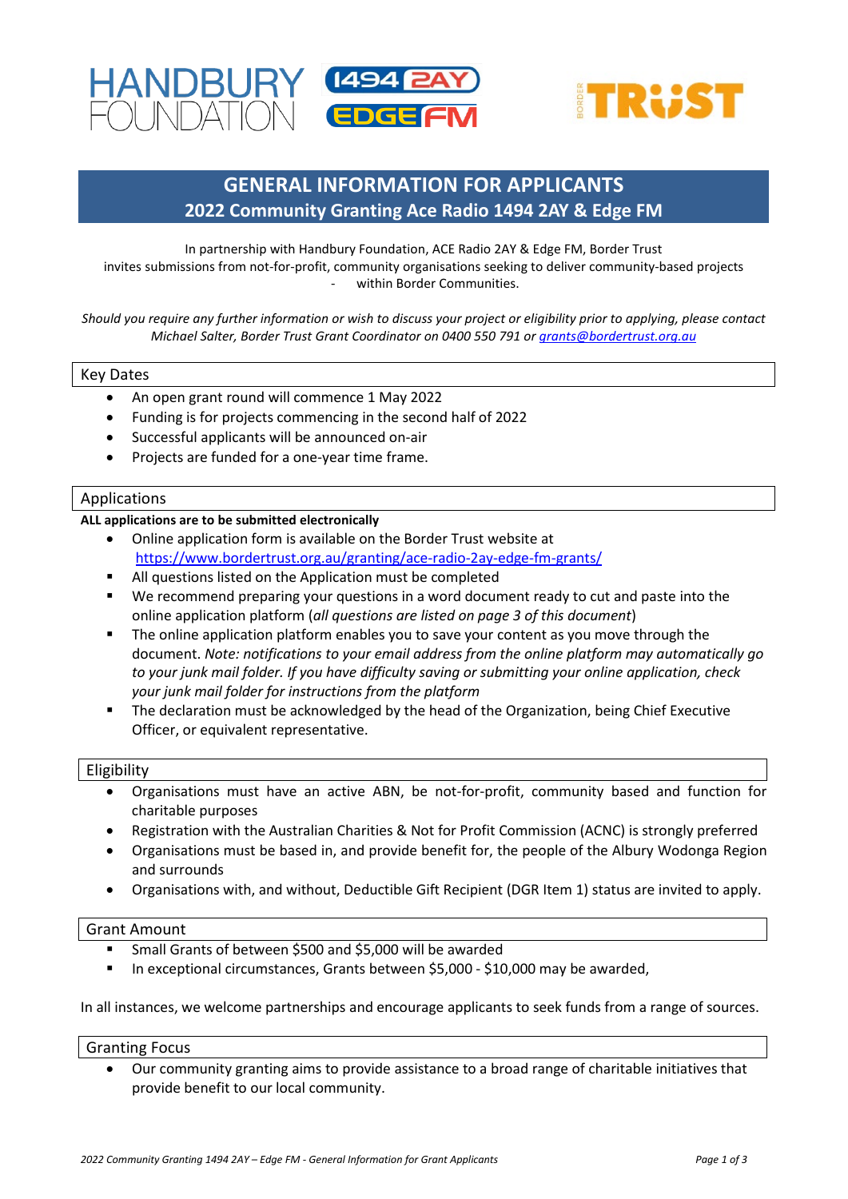# GENERAL INFORMATION FOR APPLICANTS

## 2022 Community Granting Ace Radio 1494 2AY & Edge FM

In partnership with Handbury Foundation, ACE Radio 2AY & Edge FM, Border Trust invites submissions from not-for-profit, community organisations seeking to deliver community-based projects - within Border Communities.

*Should you require any further information or wish to discuss your project or eligibility prior to applying, please contact Michael Salter, Border Trust Grant Coordinator on 0400 550 791 or [grants@bordertrust.org.au](mailto:grants@bordertrust.org.au)*

### Key Dates

- An open grant round will commence 1 May 2022
- Funding is for projects commencing in the second half of 2022
- Successful applicants will be announced on-air
- Projects are funded for a one-year time frame.

### Applications

**ALL applications are to be submitted electronically**

- Online application form is available on the Border Trust website at [https://www.bordertrust.org.au/granting/ace-radio-2ay-edge-fm-grants/](https://www.bordertrust.org.au/granting/ace-radio-2ay-edge-fm-grants/)
- All questions listed on the Application must be completed
- We recommend preparing your questions in a word document ready to cut and paste into the online application platform (*all questions are listed on page 3 of this document*)
- The online application platform enables you to save your content as you move through the document. *Note: notifications to your email address from the online platform may automatically go to your junk mail folder. If you have difficulty saving or submitting your online application, check your junk mail folder for instructions from the platform*
- The declaration must be acknowledged by the head of the Organization, being Chief Executive Officer, or equivalent representative.

### Eligibility

- Organisations must have an active ABN, be not-for-profit, community based and function for charitable purposes
- Registration with the Australian Charities & Not for Profit Commission (ACNC) is strongly preferred
- Organisations must be based in, and provide benefit for, the people of the Albury Wodonga Region and surrounds
- Organisations with, and without, Deductible Gift Recipient (DGR Item 1) status are invited to apply.

### Grant Amount

- Small Grants of between $500 and $5,000 will be awarded
- In exceptional circumstances, Grants between $5,000 - $10,000 may be awarded,

In all instances, we welcome partnerships and encourage applicants to seek funds from a range of sources.

### Granting Focus

- Our community granting aims to provide assistance to a broad range of charitable initiatives that provide benefit to our local community.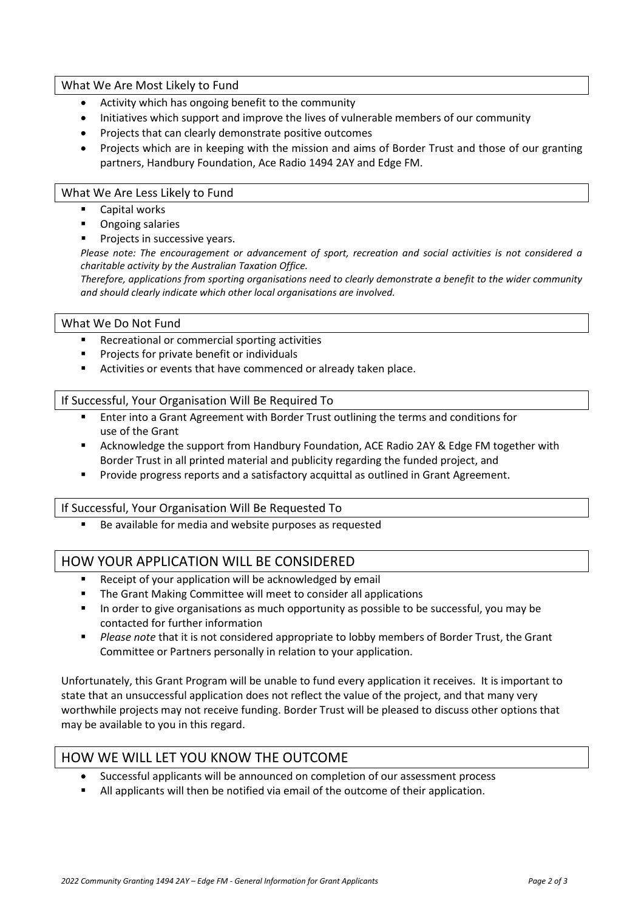### What We Are Most Likely to Fund

- Activity which has ongoing benefit to the community
- Initiatives which support and improve the lives of vulnerable members of our community
- Projects that can clearly demonstrate positive outcomes
- Projects which are in keeping with the mission and aims of Border Trust and those of our granting partners, Handbury Foundation, Ace Radio 1494 2AY and Edge FM.

### What We Are Less Likely to Fund

- Capital works
- Ongoing salaries
- Projects in successive years.

*Please note: The encouragement or advancement of sport, recreation and social activities is not considered a charitable activity by the Australian Taxation Office.*

*Therefore, applications from sporting organisations need to clearly demonstrate a benefit to the wider community and should clearly indicate which other local organisations are involved.*

### What We Do Not Fund

- Recreational or commercial sporting activities
- Projects for private benefit or individuals
- Activities or events that have commenced or already taken place.

### If Successful, Your Organisation Will Be Required To

- Enter into a Grant Agreement with Border Trust outlining the terms and conditions for use of the Grant
- Acknowledge the support from Handbury Foundation, ACE Radio 2AY & Edge FM together with Border Trust in all printed material and publicity regarding the funded project, and
- Provide progress reports and a satisfactory acquittal as outlined in Grant Agreement.

### If Successful, Your Organisation Will Be Requested To

- Be available for media and website purposes as requested

## HOW YOUR APPLICATION WILL BE CONSIDERED

- Receipt of your application will be acknowledged by email
- The Grant Making Committee will meet to consider all applications
- In order to give organisations as much opportunity as possible to be successful, you may be contacted for further information
- *Please note* that it is not considered appropriate to lobby members of Border Trust, the Grant Committee or Partners personally in relation to your application.

Unfortunately, this Grant Program will be unable to fund every application it receives. It is important to state that an unsuccessful application does not reflect the value of the project, and that many very worthwhile projects may not receive funding. Border Trust will be pleased to discuss other options that may be available to you in this regard.

## HOW WE WILL LET YOU KNOW THE OUTCOME

- Successful applicants will be announced on completion of our assessment process
- All applicants will then be notified via email of the outcome of their application.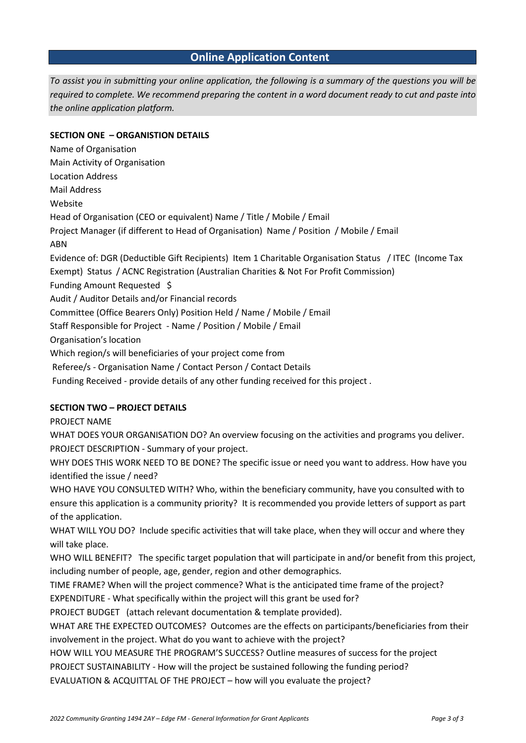## Online Application Content

*To assist you in submitting your online application, the following is a summary of the questions you will be required to complete. We recommend preparing the content in a word document ready to cut and paste into the online application platform.*

**SECTION ONE – ORGANISTION DETAILS**

Name of Organisation
Main Activity of Organisation
Location Address
Mail Address
Website
Head of Organisation (CEO or equivalent) Name / Title / Mobile / Email
Project Manager (if different to Head of Organisation) Name / Position / Mobile / Email
ABN
Evidence of: DGR (Deductible Gift Recipients) Item 1 Charitable Organisation Status / ITEC (Income Tax Exempt) Status / ACNC Registration (Australian Charities & Not For Profit Commission)
Funding Amount Requested $
Audit / Auditor Details and/or Financial records
Committee (Office Bearers Only) Position Held / Name / Mobile / Email
Staff Responsible for Project - Name / Position / Mobile / Email
Organisation's location
Which region/s will beneficiaries of your project come from
Referee/s - Organisation Name / Contact Person / Contact Details
Funding Received - provide details of any other funding received for this project .

**SECTION TWO – PROJECT DETAILS**

PROJECT NAME
WHAT DOES YOUR ORGANISATION DO? An overview focusing on the activities and programs you deliver.
PROJECT DESCRIPTION - Summary of your project.
WHY DOES THIS WORK NEED TO BE DONE? The specific issue or need you want to address. How have you identified the issue / need?
WHO HAVE YOU CONSULTED WITH? Who, within the beneficiary community, have you consulted with to ensure this application is a community priority? It is recommended you provide letters of support as part of the application.
WHAT WILL YOU DO? Include specific activities that will take place, when they will occur and where they will take place.
WHO WILL BENEFIT? The specific target population that will participate in and/or benefit from this project, including number of people, age, gender, region and other demographics.
TIME FRAME? When will the project commence? What is the anticipated time frame of the project?
EXPENDITURE - What specifically within the project will this grant be used for?
PROJECT BUDGET (attach relevant documentation & template provided).
WHAT ARE THE EXPECTED OUTCOMES? Outcomes are the effects on participants/beneficiaries from their involvement in the project. What do you want to achieve with the project?
HOW WILL YOU MEASURE THE PROGRAM'S SUCCESS? Outline measures of success for the project
PROJECT SUSTAINABILITY - How will the project be sustained following the funding period?
EVALUATION & ACQUITTAL OF THE PROJECT – how will you evaluate the project?